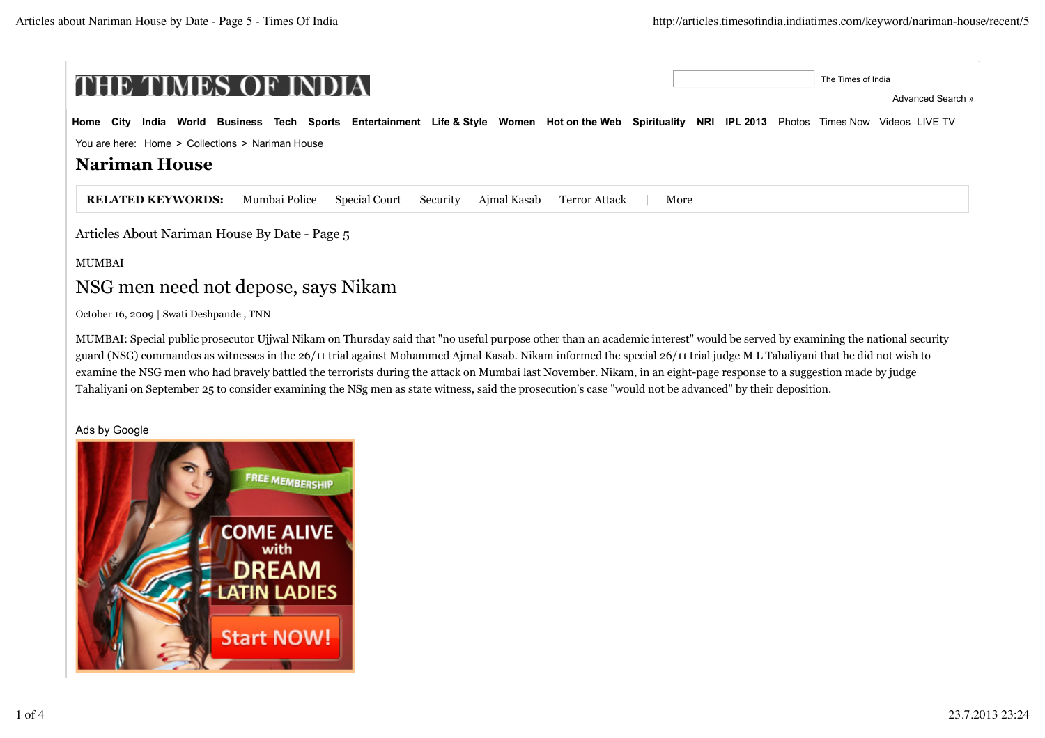# THE TIMES OF INDIA

The Times of India

Advanced Search »

Home City India World Business Tech Sports Entertainment Life & Style Women Hot on the Web Spirituality NRI IPL 2013 Photos Times Now Videos LIVE TV

You are here: Home > Collections > Nariman House

## Nariman House

**RELATED KEYWORDS:** Mumbai Police | Special Court | Security | Ajmal Kasab | Terror Attack | More

Articles About Nariman House By Date - Page 5

MUMBAI

## NSG men need not depose, says Nikam

October 16, 2009 | Swati Deshpande , TNN

MUMBAI: Special public prosecutor Ujjwal Nikam on Thursday said that "no useful purpose other than an academic interest" would be served by examining the national security guard (NSG) commandos as witnesses in the 26/11 trial against Mohammed Ajmal Kasab. Nikam informed the special 26/11 trial judge M L Tahaliyani that he did not wish to examine the NSG men who had bravely battled the terrorists during the attack on Mumbai last November. Nikam, in an eight-page response to a suggestion made by judge Tahaliyani on September 25 to consider examining the NSg men as state witness, said the prosecution's case "would not be advanced" by their deposition.

Ads by Google

FREE MEMBERSHIP

COME ALIVE with DREAM LATIN LADIES

Start NOW!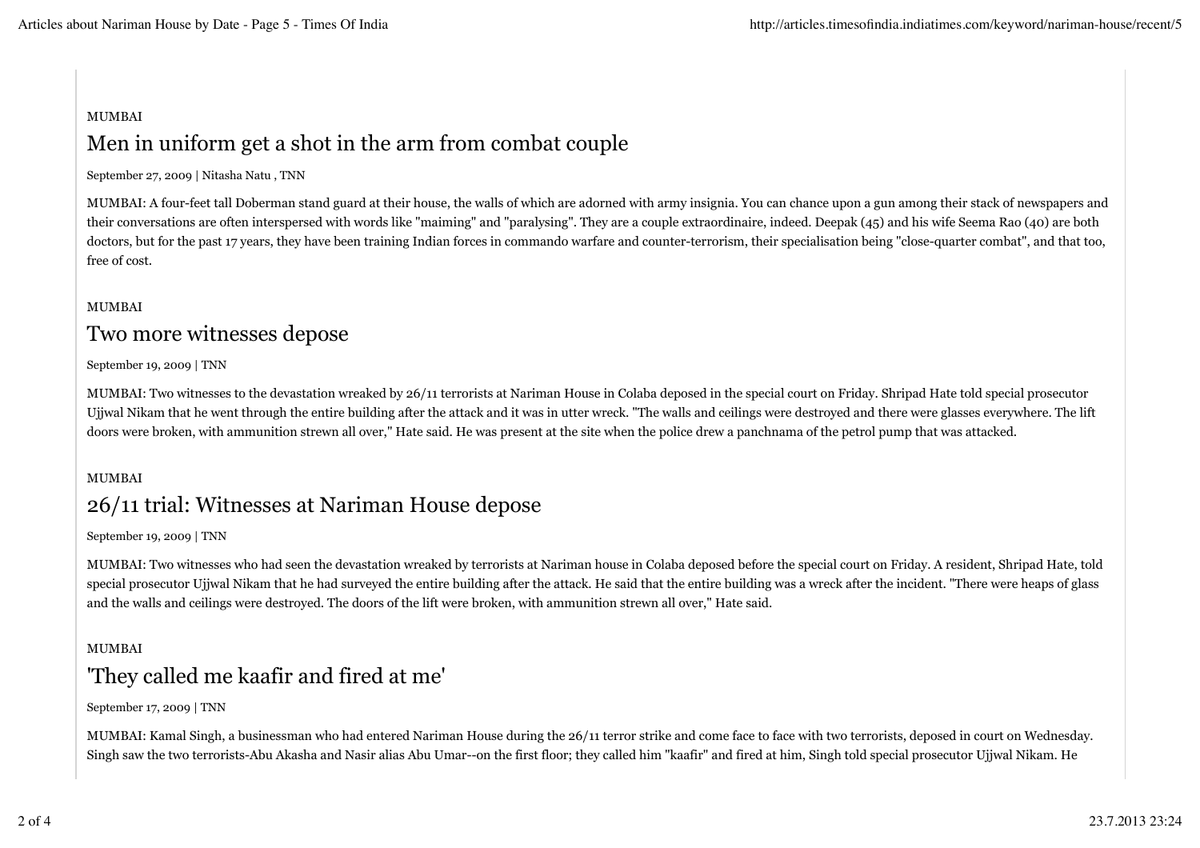MUMBAI

## Men in uniform get a shot in the arm from combat couple

September 27, 2009 | Nitasha Natu , TNN

MUMBAI: A four-feet tall Doberman stand guard at their house, the walls of which are adorned with army insignia. You can chance upon a gun among their stack of newspapers and their conversations are often interspersed with words like "maiming" and "paralysing". They are a couple extraordinaire, indeed. Deepak (45) and his wife Seema Rao (40) are both doctors, but for the past 17 years, they have been training Indian forces in commando warfare and counter-terrorism, their specialisation being "close-quarter combat", and that too, free of cost.

MUMBAI

## Two more witnesses depose

September 19, 2009 | TNN

MUMBAI: Two witnesses to the devastation wreaked by 26/11 terrorists at Nariman House in Colaba deposed in the special court on Friday. Shripad Hate told special prosecutor Ujjwal Nikam that he went through the entire building after the attack and it was in utter wreck. "The walls and ceilings were destroyed and there were glasses everywhere. The lift doors were broken, with ammunition strewn all over," Hate said. He was present at the site when the police drew a panchnama of the petrol pump that was attacked.

MUMBAI

## 26/11 trial: Witnesses at Nariman House depose

September 19, 2009 | TNN

MUMBAI: Two witnesses who had seen the devastation wreaked by terrorists at Nariman house in Colaba deposed before the special court on Friday. A resident, Shripad Hate, told special prosecutor Ujjwal Nikam that he had surveyed the entire building after the attack. He said that the entire building was a wreck after the incident. "There were heaps of glass and the walls and ceilings were destroyed. The doors of the lift were broken, with ammunition strewn all over," Hate said.

MUMBAI

## 'They called me kaafir and fired at me'

September 17, 2009 | TNN

MUMBAI: Kamal Singh, a businessman who had entered Nariman House during the 26/11 terror strike and come face to face with two terrorists, deposed in court on Wednesday. Singh saw the two terrorists-Abu Akasha and Nasir alias Abu Umar--on the first floor; they called him "kaafir" and fired at him, Singh told special prosecutor Ujjwal Nikam. He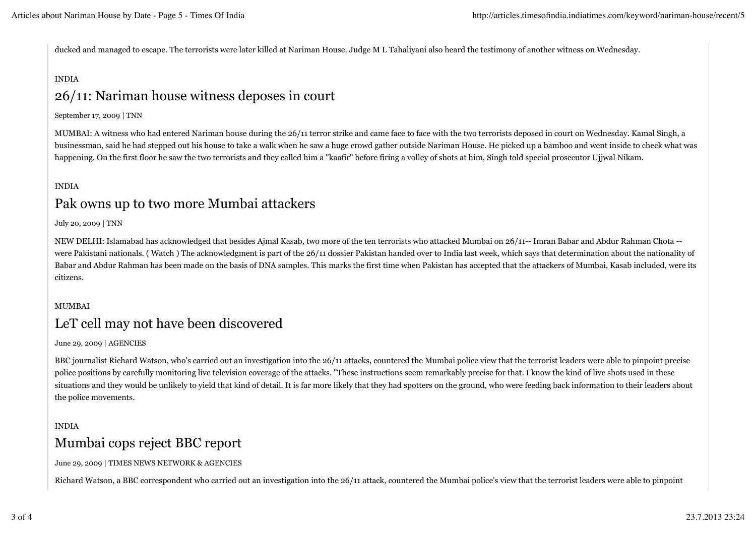ducked and managed to escape. The terrorists were later killed at Nariman House. Judge M L Tahaliyani also heard the testimony of another witness on Wednesday.

INDIA

## 26/11: Nariman house witness deposes in court

September 17, 2009 | TNN

MUMBAI: A witness who had entered Nariman house during the 26/11 terror strike and came face to face with the two terrorists deposed in court on Wednesday. Kamal Singh, a businessman, said he had stepped out his house to take a walk when he saw a huge crowd gather outside Nariman House. He picked up a bamboo and went inside to check what was happening. On the first floor he saw the two terrorists and they called him a "kaafir" before firing a volley of shots at him, Singh told special prosecutor Ujjwal Nikam.

INDIA

## Pak owns up to two more Mumbai attackers

July 20, 2009 | TNN

NEW DELHI: Islamabad has acknowledged that besides Ajmal Kasab, two more of the ten terrorists who attacked Mumbai on 26/11-- Imran Babar and Abdur Rahman Chota -- were Pakistani nationals. ( Watch ) The acknowledgment is part of the 26/11 dossier Pakistan handed over to India last week, which says that determination about the nationality of Babar and Abdur Rahman has been made on the basis of DNA samples. This marks the first time when Pakistan has accepted that the attackers of Mumbai, Kasab included, were its citizens.

MUMBAI

## LeT cell may not have been discovered

June 29, 2009 | AGENCIES

BBC journalist Richard Watson, who's carried out an investigation into the 26/11 attacks, countered the Mumbai police view that the terrorist leaders were able to pinpoint precise police positions by carefully monitoring live television coverage of the attacks. "These instructions seem remarkably precise for that. I know the kind of live shots used in these situations and they would be unlikely to yield that kind of detail. It is far more likely that they had spotters on the ground, who were feeding back information to their leaders about the police movements.

INDIA

## Mumbai cops reject BBC report

June 29, 2009 | TIMES NEWS NETWORK & AGENCIES

Richard Watson, a BBC correspondent who carried out an investigation into the 26/11 attack, countered the Mumbai police's view that the terrorist leaders were able to pinpoint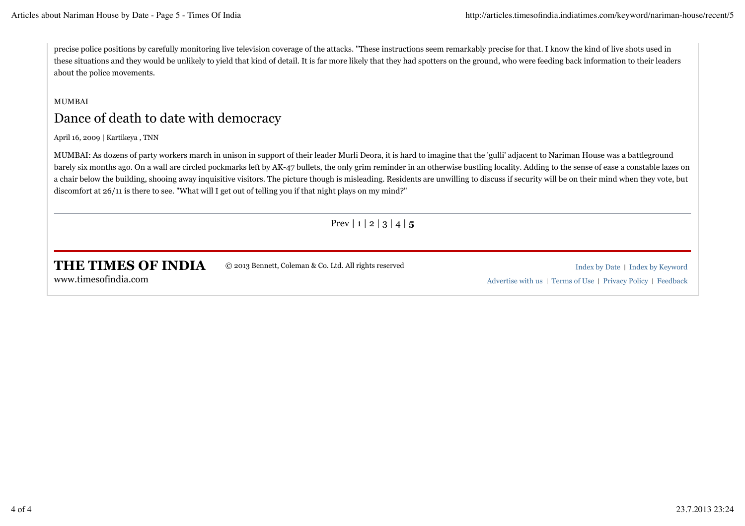precise police positions by carefully monitoring live television coverage of the attacks. "These instructions seem remarkably precise for that. I know the kind of live shots used in these situations and they would be unlikely to yield that kind of detail. It is far more likely that they had spotters on the ground, who were feeding back information to their leaders about the police movements.

MUMBAI

## Dance of death to date with democracy

April 16, 2009 | Kartikeya , TNN

MUMBAI: As dozens of party workers march in unison in support of their leader Murli Deora, it is hard to imagine that the 'gulli' adjacent to Nariman House was a battleground barely six months ago. On a wall are circled pockmarks left by AK-47 bullets, the only grim reminder in an otherwise bustling locality. Adding to the sense of ease a constable lazes on a chair below the building, shooing away inquisitive visitors. The picture though is misleading. Residents are unwilling to discuss if security will be on their mind when they vote, but discomfort at 26/11 is there to see. "What will I get out of telling you if that night plays on my mind?"

Prev | 1 | 2 | 3 | 4 | **5**

**THE TIMES OF INDIA**
www.timesofindia.com

© 2013 Bennett, Coleman & Co. Ltd. All rights reserved

Index by Date | Index by Keyword
Advertise with us | Terms of Use | Privacy Policy | Feedback